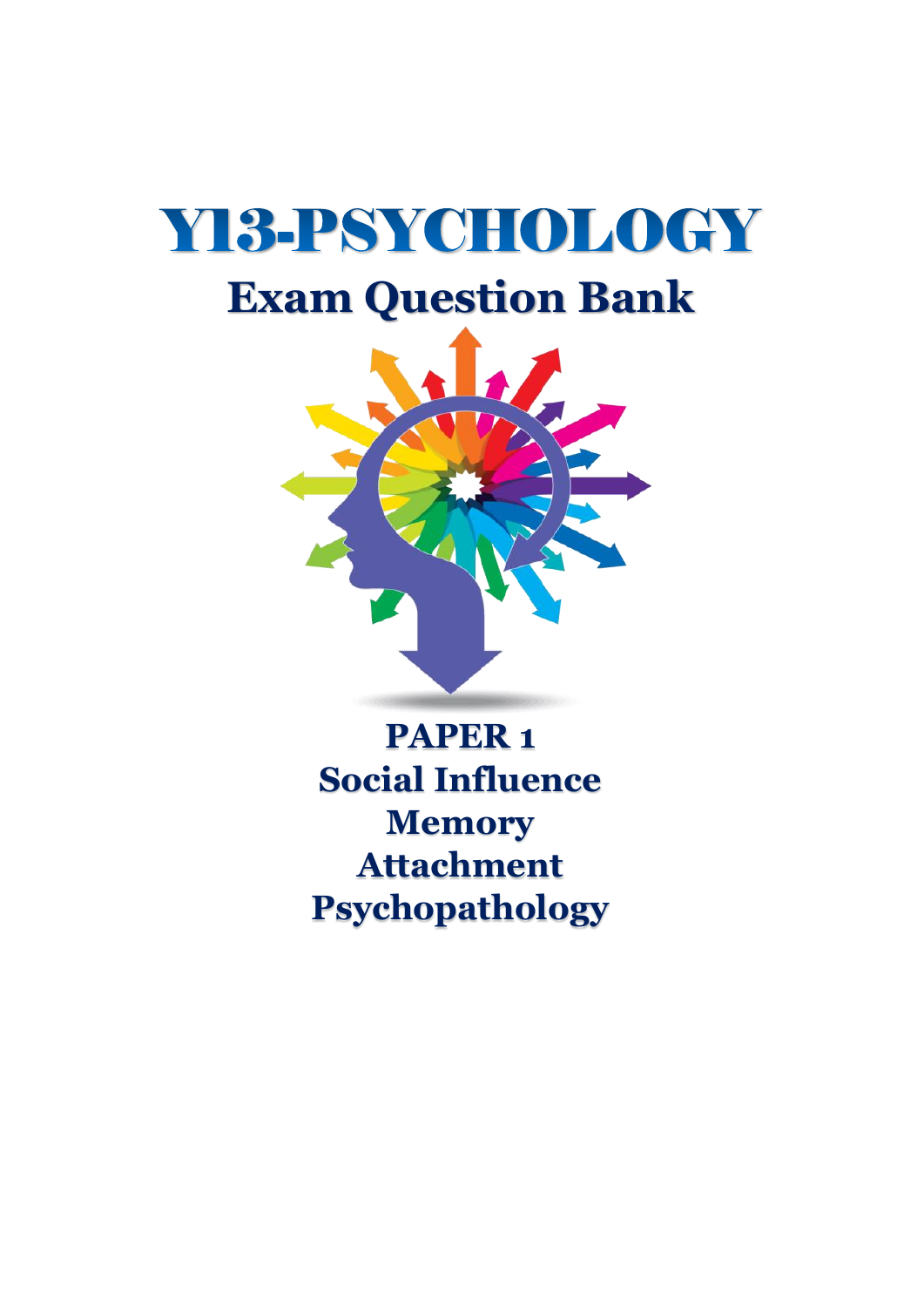# Y13-PSYCHOLOGY

## Exam Question Bank

**PAPER 1**

**Social Influence**

**Memory**

**Attachment**

**Psychopathology**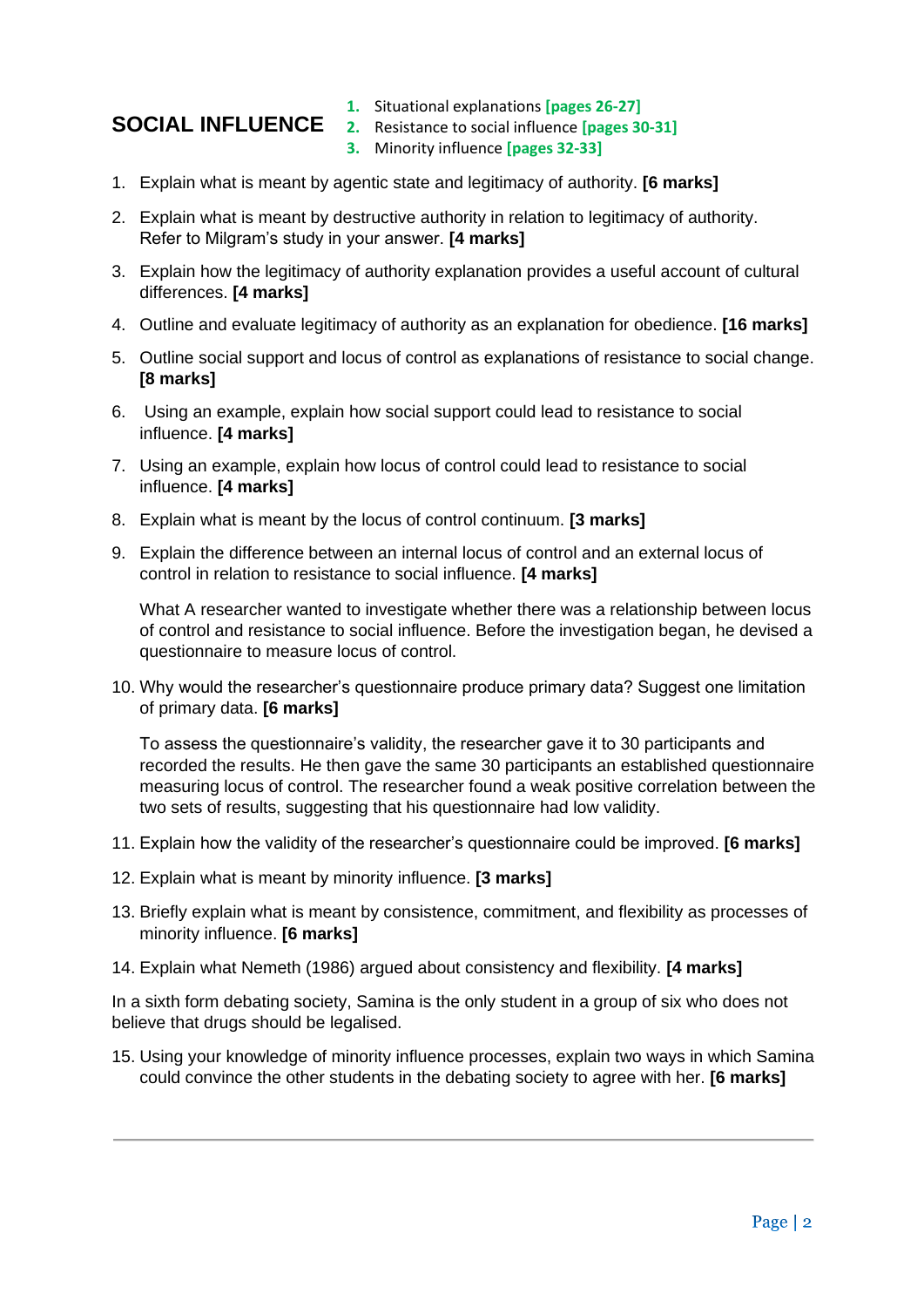## SOCIAL INFLUENCE

1. Situational explanations **[pages 26-27]**
2. Resistance to social influence **[pages 30-31]**
3. Minority influence **[pages 32-33]**

1. Explain what is meant by agentic state and legitimacy of authority. **[6 marks]**
2. Explain what is meant by destructive authority in relation to legitimacy of authority. Refer to Milgram's study in your answer. **[4 marks]**
3. Explain how the legitimacy of authority explanation provides a useful account of cultural differences. **[4 marks]**
4. Outline and evaluate legitimacy of authority as an explanation for obedience. **[16 marks]**
5. Outline social support and locus of control as explanations of resistance to social change. **[8 marks]**
6. Using an example, explain how social support could lead to resistance to social influence. **[4 marks]**
7. Using an example, explain how locus of control could lead to resistance to social influence. **[4 marks]**
8. Explain what is meant by the locus of control continuum. **[3 marks]**
9. Explain the difference between an internal locus of control and an external locus of control in relation to resistance to social influence. **[4 marks]**

   What A researcher wanted to investigate whether there was a relationship between locus of control and resistance to social influence. Before the investigation began, he devised a questionnaire to measure locus of control.

10. Why would the researcher's questionnaire produce primary data? Suggest one limitation of primary data. **[6 marks]**

    To assess the questionnaire's validity, the researcher gave it to 30 participants and recorded the results. He then gave the same 30 participants an established questionnaire measuring locus of control. The researcher found a weak positive correlation between the two sets of results, suggesting that his questionnaire had low validity.

11. Explain how the validity of the researcher's questionnaire could be improved. **[6 marks]**
12. Explain what is meant by minority influence. **[3 marks]**
13. Briefly explain what is meant by consistence, commitment, and flexibility as processes of minority influence. **[6 marks]**
14. Explain what Nemeth (1986) argued about consistency and flexibility. **[4 marks]**

In a sixth form debating society, Samina is the only student in a group of six who does not believe that drugs should be legalised.

15. Using your knowledge of minority influence processes, explain two ways in which Samina could convince the other students in the debating society to agree with her. **[6 marks]**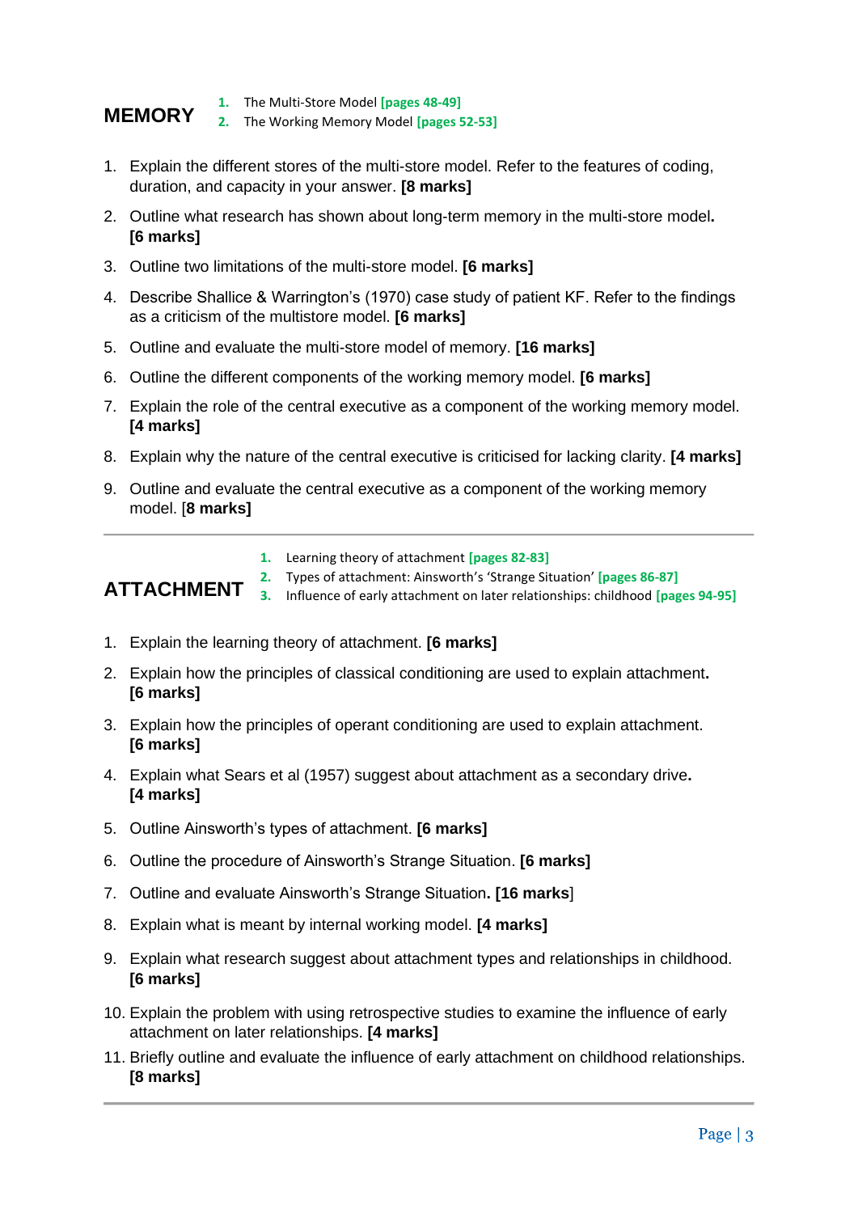## MEMORY

1. The Multi-Store Model **[pages 48-49]**
2. The Working Memory Model **[pages 52-53]**

1. Explain the different stores of the multi-store model. Refer to the features of coding, duration, and capacity in your answer. **[8 marks]**
2. Outline what research has shown about long-term memory in the multi-store model**. [6 marks]**
3. Outline two limitations of the multi-store model. **[6 marks]**
4. Describe Shallice & Warrington's (1970) case study of patient KF. Refer to the findings as a criticism of the multistore model. **[6 marks]**
5. Outline and evaluate the multi-store model of memory. **[16 marks]**
6. Outline the different components of the working memory model. **[6 marks]**
7. Explain the role of the central executive as a component of the working memory model. **[4 marks]**
8. Explain why the nature of the central executive is criticised for lacking clarity. **[4 marks]**
9. Outline and evaluate the central executive as a component of the working memory model. [**8 marks]**

---

## ATTACHMENT

1. Learning theory of attachment **[pages 82-83]**
2. Types of attachment: Ainsworth's 'Strange Situation' **[pages 86-87]**
3. Influence of early attachment on later relationships: childhood **[pages 94-95]**

1. Explain the learning theory of attachment. **[6 marks]**
2. Explain how the principles of classical conditioning are used to explain attachment**. [6 marks]**
3. Explain how the principles of operant conditioning are used to explain attachment. **[6 marks]**
4. Explain what Sears et al (1957) suggest about attachment as a secondary drive**. [4 marks]**
5. Outline Ainsworth's types of attachment. **[6 marks]**
6. Outline the procedure of Ainsworth's Strange Situation. **[6 marks]**
7. Outline and evaluate Ainsworth's Strange Situation**. [16 marks**]
8. Explain what is meant by internal working model. **[4 marks]**
9. Explain what research suggest about attachment types and relationships in childhood. **[6 marks]**
10. Explain the problem with using retrospective studies to examine the influence of early attachment on later relationships. **[4 marks]**
11. Briefly outline and evaluate the influence of early attachment on childhood relationships. **[8 marks]**

---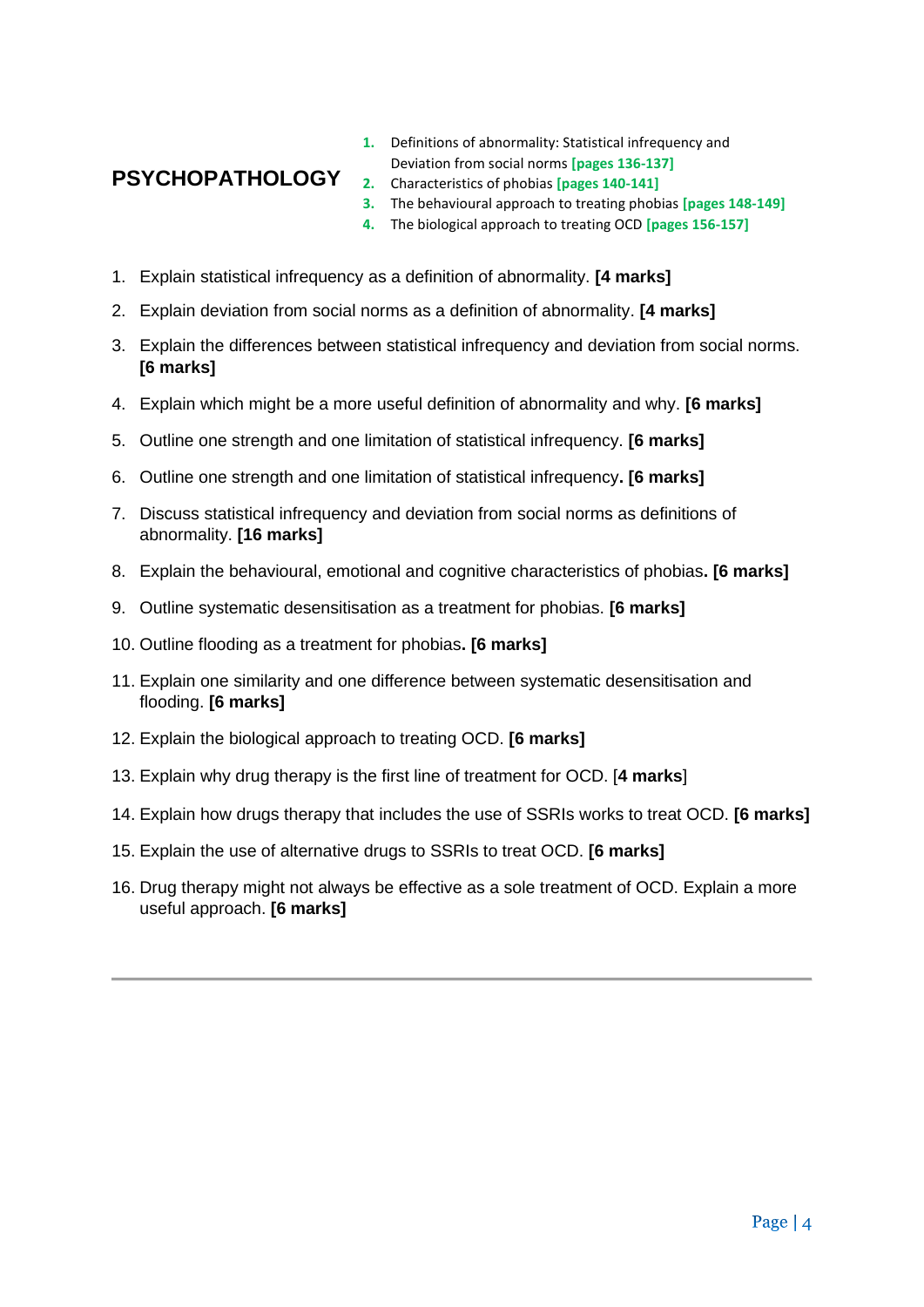# PSYCHOPATHOLOGY

1. Definitions of abnormality: Statistical infrequency and Deviation from social norms **[pages 136-137]**
2. Characteristics of phobias **[pages 140-141]**
3. The behavioural approach to treating phobias **[pages 148-149]**
4. The biological approach to treating OCD **[pages 156-157]**

1. Explain statistical infrequency as a definition of abnormality. **[4 marks]**
2. Explain deviation from social norms as a definition of abnormality. **[4 marks]**
3. Explain the differences between statistical infrequency and deviation from social norms. **[6 marks]**
4. Explain which might be a more useful definition of abnormality and why. **[6 marks]**
5. Outline one strength and one limitation of statistical infrequency. **[6 marks]**
6. Outline one strength and one limitation of statistical infrequency**. [6 marks]**
7. Discuss statistical infrequency and deviation from social norms as definitions of abnormality. **[16 marks]**
8. Explain the behavioural, emotional and cognitive characteristics of phobias**. [6 marks]**
9. Outline systematic desensitisation as a treatment for phobias. **[6 marks]**
10. Outline flooding as a treatment for phobias**. [6 marks]**
11. Explain one similarity and one difference between systematic desensitisation and flooding. **[6 marks]**
12. Explain the biological approach to treating OCD. **[6 marks]**
13. Explain why drug therapy is the first line of treatment for OCD. [**4 marks**]
14. Explain how drugs therapy that includes the use of SSRIs works to treat OCD. **[6 marks]**
15. Explain the use of alternative drugs to SSRIs to treat OCD. **[6 marks]**
16. Drug therapy might not always be effective as a sole treatment of OCD. Explain a more useful approach. **[6 marks]**